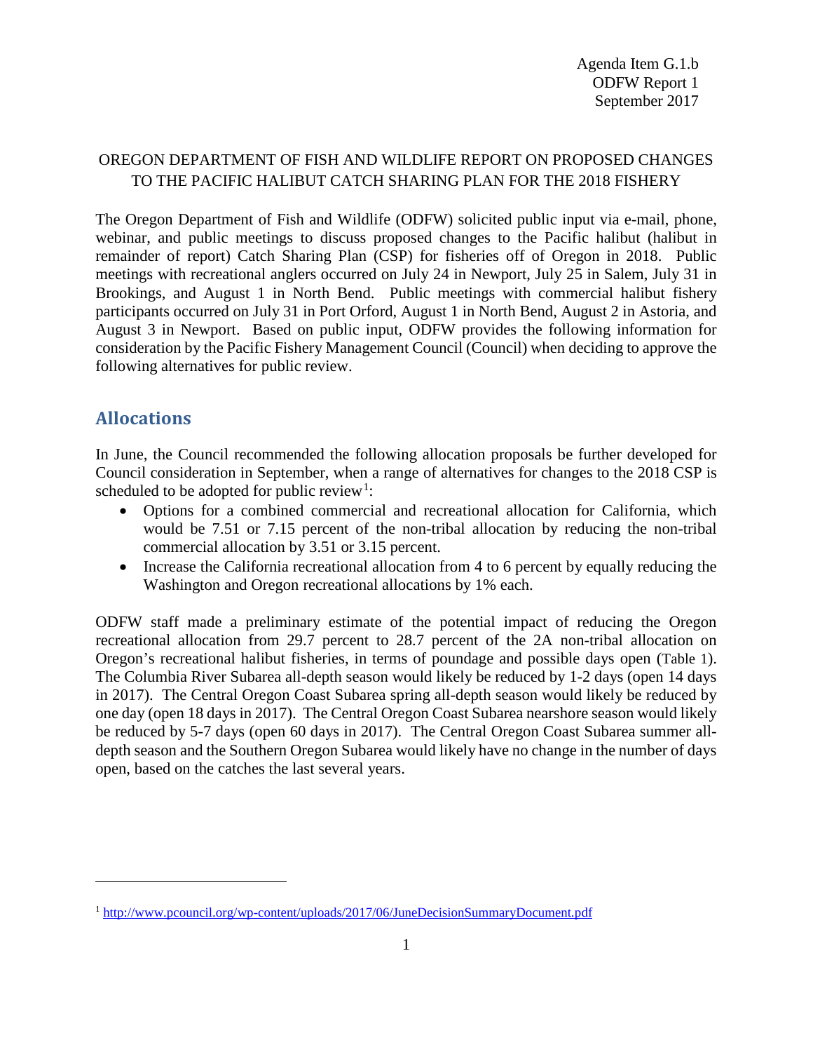Agenda Item G.1.b
ODFW Report 1
September 2017

OREGON DEPARTMENT OF FISH AND WILDLIFE REPORT ON PROPOSED CHANGES TO THE PACIFIC HALIBUT CATCH SHARING PLAN FOR THE 2018 FISHERY

The Oregon Department of Fish and Wildlife (ODFW) solicited public input via e-mail, phone, webinar, and public meetings to discuss proposed changes to the Pacific halibut (halibut in remainder of report) Catch Sharing Plan (CSP) for fisheries off of Oregon in 2018. Public meetings with recreational anglers occurred on July 24 in Newport, July 25 in Salem, July 31 in Brookings, and August 1 in North Bend. Public meetings with commercial halibut fishery participants occurred on July 31 in Port Orford, August 1 in North Bend, August 2 in Astoria, and August 3 in Newport. Based on public input, ODFW provides the following information for consideration by the Pacific Fishery Management Council (Council) when deciding to approve the following alternatives for public review.

## Allocations

In June, the Council recommended the following allocation proposals be further developed for Council consideration in September, when a range of alternatives for changes to the 2018 CSP is scheduled to be adopted for public review[1]:

- Options for a combined commercial and recreational allocation for California, which would be 7.51 or 7.15 percent of the non-tribal allocation by reducing the non-tribal commercial allocation by 3.51 or 3.15 percent.
- Increase the California recreational allocation from 4 to 6 percent by equally reducing the Washington and Oregon recreational allocations by 1% each.

ODFW staff made a preliminary estimate of the potential impact of reducing the Oregon recreational allocation from 29.7 percent to 28.7 percent of the 2A non-tribal allocation on Oregon's recreational halibut fisheries, in terms of poundage and possible days open (Table 1). The Columbia River Subarea all-depth season would likely be reduced by 1-2 days (open 14 days in 2017). The Central Oregon Coast Subarea spring all-depth season would likely be reduced by one day (open 18 days in 2017). The Central Oregon Coast Subarea nearshore season would likely be reduced by 5-7 days (open 60 days in 2017). The Central Oregon Coast Subarea summer all-depth season and the Southern Oregon Subarea would likely have no change in the number of days open, based on the catches the last several years.

[1] http://www.pcouncil.org/wp-content/uploads/2017/06/JuneDecisionSummaryDocument.pdf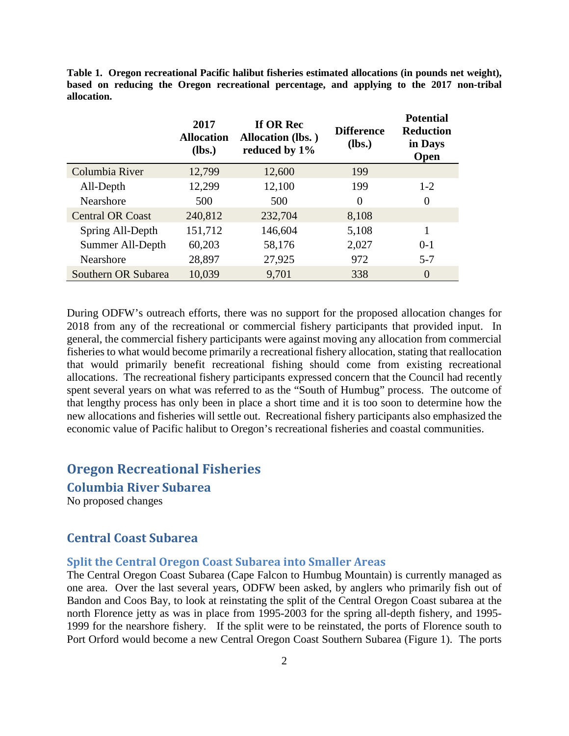**Table 1. Oregon recreational Pacific halibut fisheries estimated allocations (in pounds net weight), based on reducing the Oregon recreational percentage, and applying to the 2017 non-tribal allocation.**

| | 2017 Allocation (lbs.) | If OR Rec Allocation (lbs. ) reduced by 1% | Difference (lbs.) | Potential Reduction in Days Open |
|---|---|---|---|---|
| Columbia River | 12,799 | 12,600 | 199 | |
| All-Depth | 12,299 | 12,100 | 199 | 1-2 |
| Nearshore | 500 | 500 | 0 | 0 |
| Central OR Coast | 240,812 | 232,704 | 8,108 | |
| Spring All-Depth | 151,712 | 146,604 | 5,108 | 1 |
| Summer All-Depth | 60,203 | 58,176 | 2,027 | 0-1 |
| Nearshore | 28,897 | 27,925 | 972 | 5-7 |
| Southern OR Subarea | 10,039 | 9,701 | 338 | 0 |

During ODFW's outreach efforts, there was no support for the proposed allocation changes for 2018 from any of the recreational or commercial fishery participants that provided input. In general, the commercial fishery participants were against moving any allocation from commercial fisheries to what would become primarily a recreational fishery allocation, stating that reallocation that would primarily benefit recreational fishing should come from existing recreational allocations. The recreational fishery participants expressed concern that the Council had recently spent several years on what was referred to as the "South of Humbug" process. The outcome of that lengthy process has only been in place a short time and it is too soon to determine how the new allocations and fisheries will settle out. Recreational fishery participants also emphasized the economic value of Pacific halibut to Oregon's recreational fisheries and coastal communities.

# Oregon Recreational Fisheries

## Columbia River Subarea

No proposed changes

## Central Coast Subarea

### Split the Central Oregon Coast Subarea into Smaller Areas

The Central Oregon Coast Subarea (Cape Falcon to Humbug Mountain) is currently managed as one area. Over the last several years, ODFW been asked, by anglers who primarily fish out of Bandon and Coos Bay, to look at reinstating the split of the Central Oregon Coast subarea at the north Florence jetty as was in place from 1995-2003 for the spring all-depth fishery, and 1995-1999 for the nearshore fishery. If the split were to be reinstated, the ports of Florence south to Port Orford would become a new Central Oregon Coast Southern Subarea (Figure 1). The ports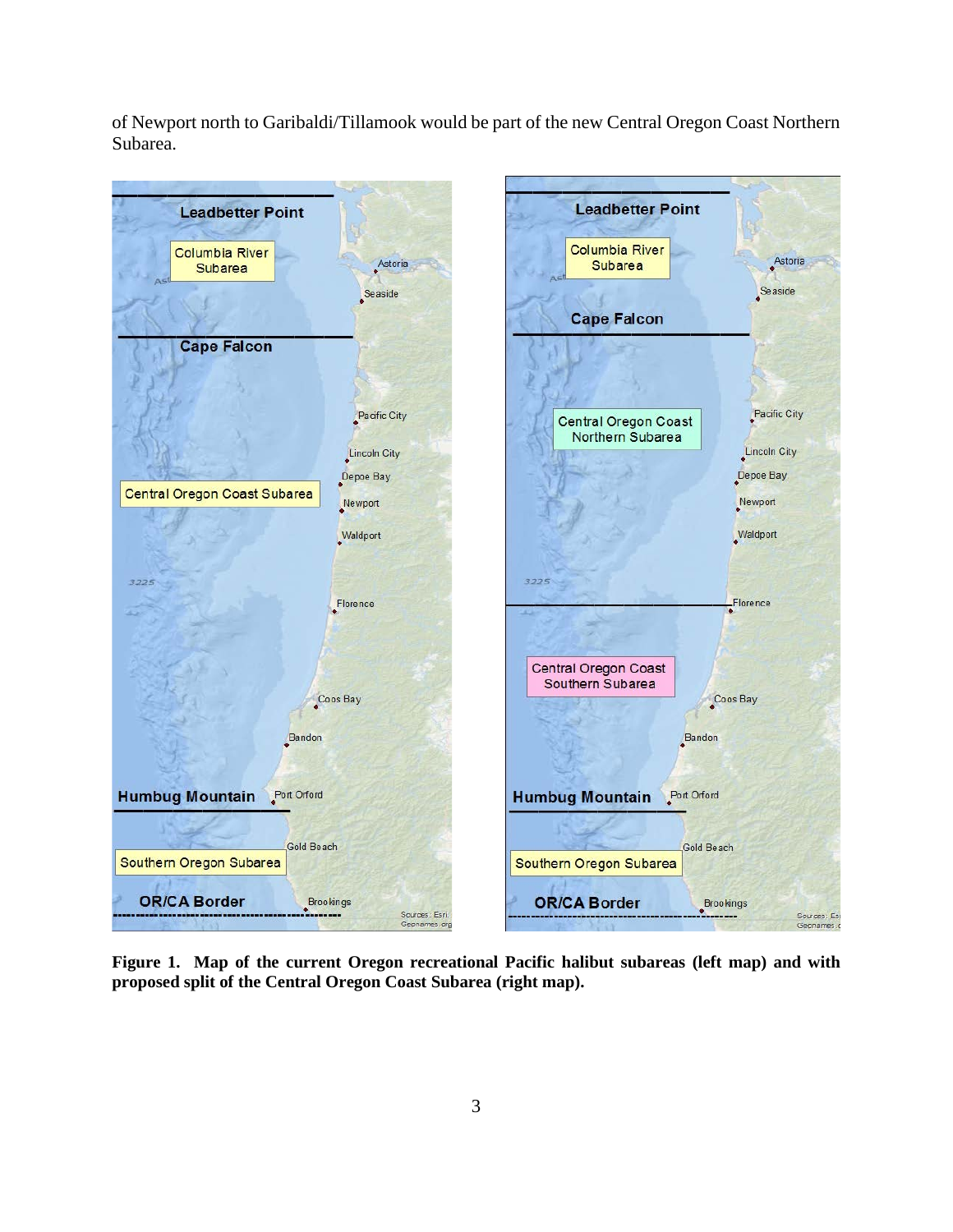of Newport north to Garibaldi/Tillamook would be part of the new Central Oregon Coast Northern Subarea.

**Figure 1. Map of the current Oregon recreational Pacific halibut subareas (left map) and with proposed split of the Central Oregon Coast Subarea (right map).**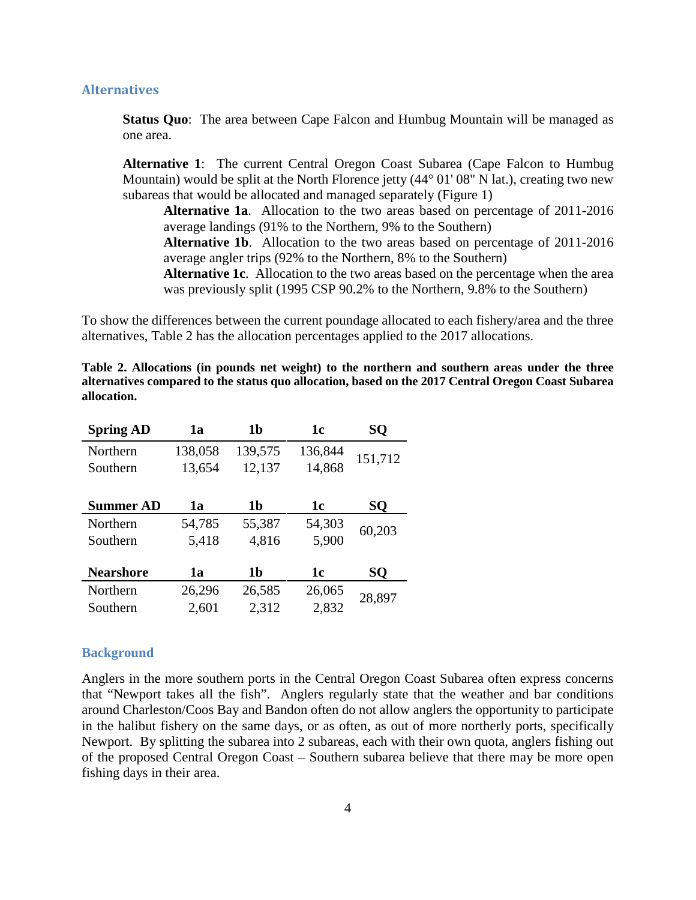## Alternatives

**Status Quo**: The area between Cape Falcon and Humbug Mountain will be managed as one area.

**Alternative 1**: The current Central Oregon Coast Subarea (Cape Falcon to Humbug Mountain) would be split at the North Florence jetty (44° 01' 08" N lat.), creating two new subareas that would be allocated and managed separately (Figure 1)

- **Alternative 1a**. Allocation to the two areas based on percentage of 2011-2016 average landings (91% to the Northern, 9% to the Southern)
- **Alternative 1b**. Allocation to the two areas based on percentage of 2011-2016 average angler trips (92% to the Northern, 8% to the Southern)
- **Alternative 1c**. Allocation to the two areas based on the percentage when the area was previously split (1995 CSP 90.2% to the Northern, 9.8% to the Southern)

To show the differences between the current poundage allocated to each fishery/area and the three alternatives, Table 2 has the allocation percentages applied to the 2017 allocations.

**Table 2. Allocations (in pounds net weight) to the northern and southern areas under the three alternatives compared to the status quo allocation, based on the 2017 Central Oregon Coast Subarea allocation.**

| Spring AD | 1a | 1b | 1c | SQ |
|---|---|---|---|---|
| Northern | 138,058 | 139,575 | 136,844 | 151,712 |
| Southern | 13,654 | 12,137 | 14,868 | |

| Summer AD | 1a | 1b | 1c | SQ |
|---|---|---|---|---|
| Northern | 54,785 | 55,387 | 54,303 | 60,203 |
| Southern | 5,418 | 4,816 | 5,900 | |

| Nearshore | 1a | 1b | 1c | SQ |
|---|---|---|---|---|
| Northern | 26,296 | 26,585 | 26,065 | 28,897 |
| Southern | 2,601 | 2,312 | 2,832 | |

## Background

Anglers in the more southern ports in the Central Oregon Coast Subarea often express concerns that "Newport takes all the fish". Anglers regularly state that the weather and bar conditions around Charleston/Coos Bay and Bandon often do not allow anglers the opportunity to participate in the halibut fishery on the same days, or as often, as out of more northerly ports, specifically Newport. By splitting the subarea into 2 subareas, each with their own quota, anglers fishing out of the proposed Central Oregon Coast – Southern subarea believe that there may be more open fishing days in their area.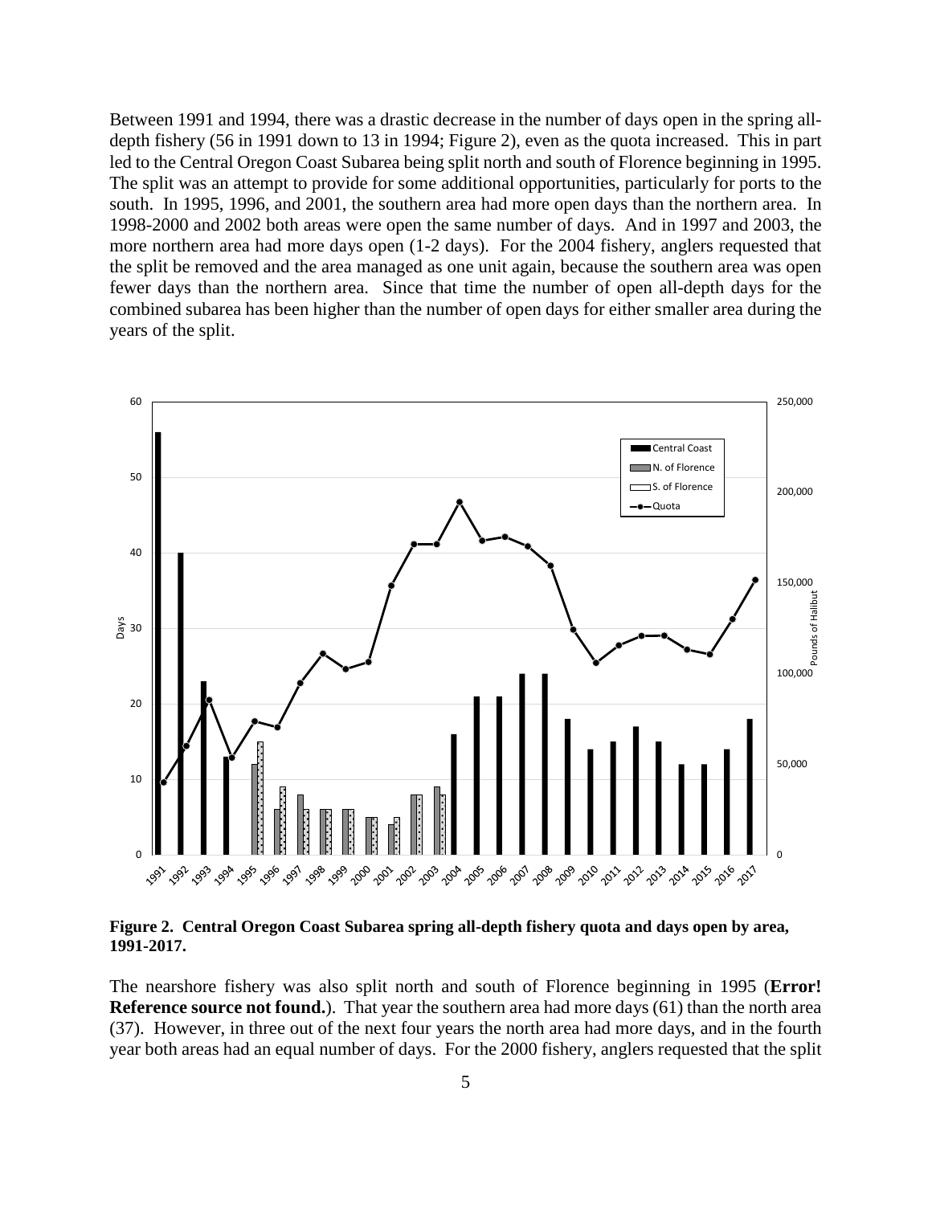Between 1991 and 1994, there was a drastic decrease in the number of days open in the spring all-depth fishery (56 in 1991 down to 13 in 1994; Figure 2), even as the quota increased. This in part led to the Central Oregon Coast Subarea being split north and south of Florence beginning in 1995. The split was an attempt to provide for some additional opportunities, particularly for ports to the south. In 1995, 1996, and 2001, the southern area had more open days than the northern area. In 1998-2000 and 2002 both areas were open the same number of days. And in 1997 and 2003, the more northern area had more days open (1-2 days). For the 2004 fishery, anglers requested that the split be removed and the area managed as one unit again, because the southern area was open fewer days than the northern area. Since that time the number of open all-depth days for the combined subarea has been higher than the number of open days for either smaller area during the years of the split.

**Figure 2. Central Oregon Coast Subarea spring all-depth fishery quota and days open by area, 1991-2017.**

The nearshore fishery was also split north and south of Florence beginning in 1995 (**Error! Reference source not found.**). That year the southern area had more days (61) than the north area (37). However, in three out of the next four years the north area had more days, and in the fourth year both areas had an equal number of days. For the 2000 fishery, anglers requested that the split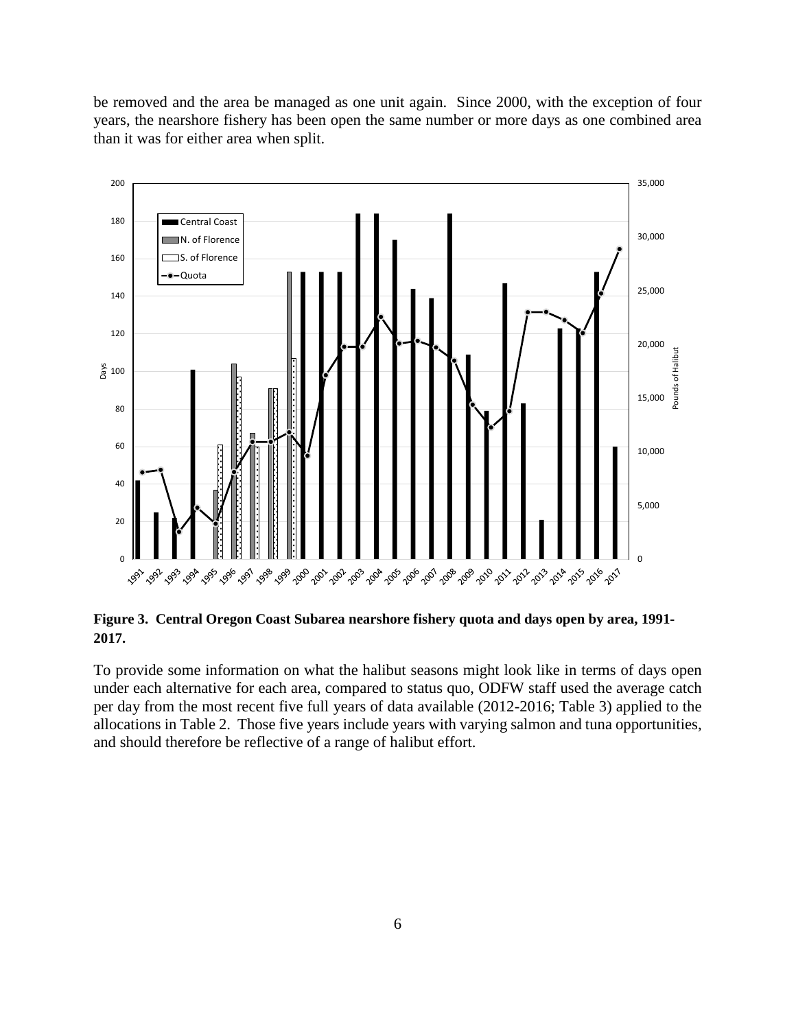be removed and the area be managed as one unit again. Since 2000, with the exception of four years, the nearshore fishery has been open the same number or more days as one combined area than it was for either area when split.

**Figure 3. Central Oregon Coast Subarea nearshore fishery quota and days open by area, 1991-2017.**

To provide some information on what the halibut seasons might look like in terms of days open under each alternative for each area, compared to status quo, ODFW staff used the average catch per day from the most recent five full years of data available (2012-2016; Table 3) applied to the allocations in Table 2. Those five years include years with varying salmon and tuna opportunities, and should therefore be reflective of a range of halibut effort.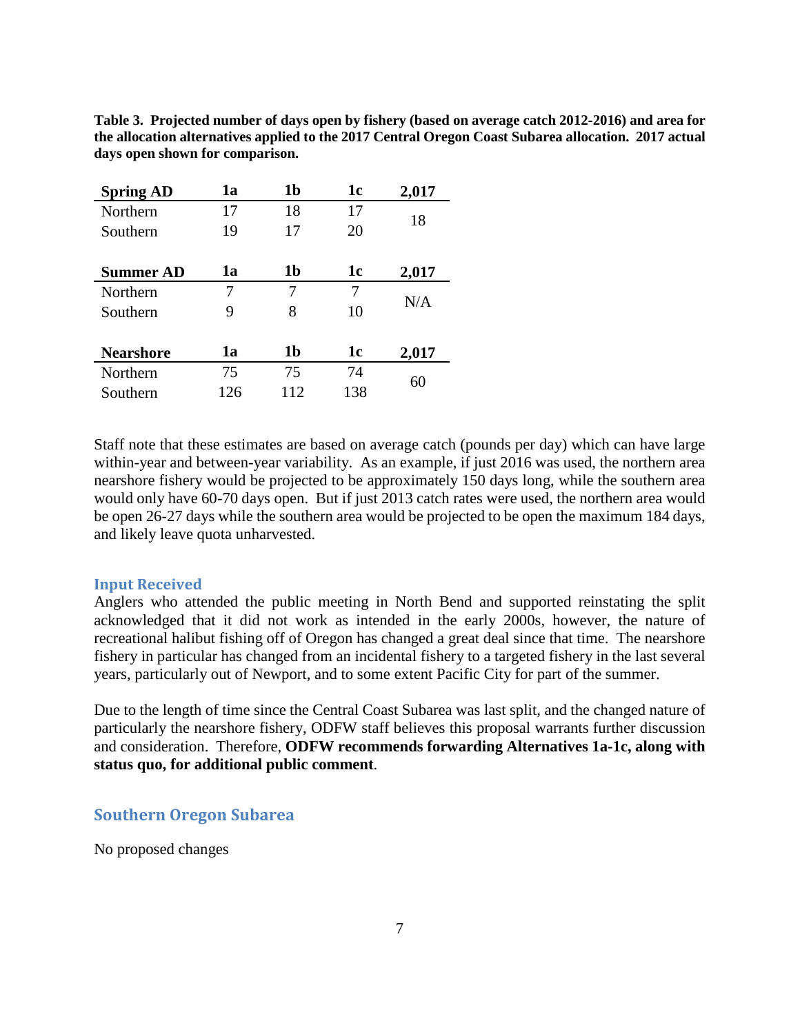**Table 3. Projected number of days open by fishery (based on average catch 2012-2016) and area for the allocation alternatives applied to the 2017 Central Oregon Coast Subarea allocation. 2017 actual days open shown for comparison.**

| **Spring AD** | **1a** | **1b** | **1c** | **2,017** |
|---|---|---|---|---|
| Northern | 17 | 18 | 17 | 18 |
| Southern | 19 | 17 | 20 | |

| **Summer AD** | **1a** | **1b** | **1c** | **2,017** |
|---|---|---|---|---|
| Northern | 7 | 7 | 7 | N/A |
| Southern | 9 | 8 | 10 | |

| **Nearshore** | **1a** | **1b** | **1c** | **2,017** |
|---|---|---|---|---|
| Northern | 75 | 75 | 74 | 60 |
| Southern | 126 | 112 | 138 | |

Staff note that these estimates are based on average catch (pounds per day) which can have large within-year and between-year variability. As an example, if just 2016 was used, the northern area nearshore fishery would be projected to be approximately 150 days long, while the southern area would only have 60-70 days open. But if just 2013 catch rates were used, the northern area would be open 26-27 days while the southern area would be projected to be open the maximum 184 days, and likely leave quota unharvested.

### Input Received

Anglers who attended the public meeting in North Bend and supported reinstating the split acknowledged that it did not work as intended in the early 2000s, however, the nature of recreational halibut fishing off of Oregon has changed a great deal since that time. The nearshore fishery in particular has changed from an incidental fishery to a targeted fishery in the last several years, particularly out of Newport, and to some extent Pacific City for part of the summer.

Due to the length of time since the Central Coast Subarea was last split, and the changed nature of particularly the nearshore fishery, ODFW staff believes this proposal warrants further discussion and consideration. Therefore, **ODFW recommends forwarding Alternatives 1a-1c, along with status quo, for additional public comment**.

## Southern Oregon Subarea

No proposed changes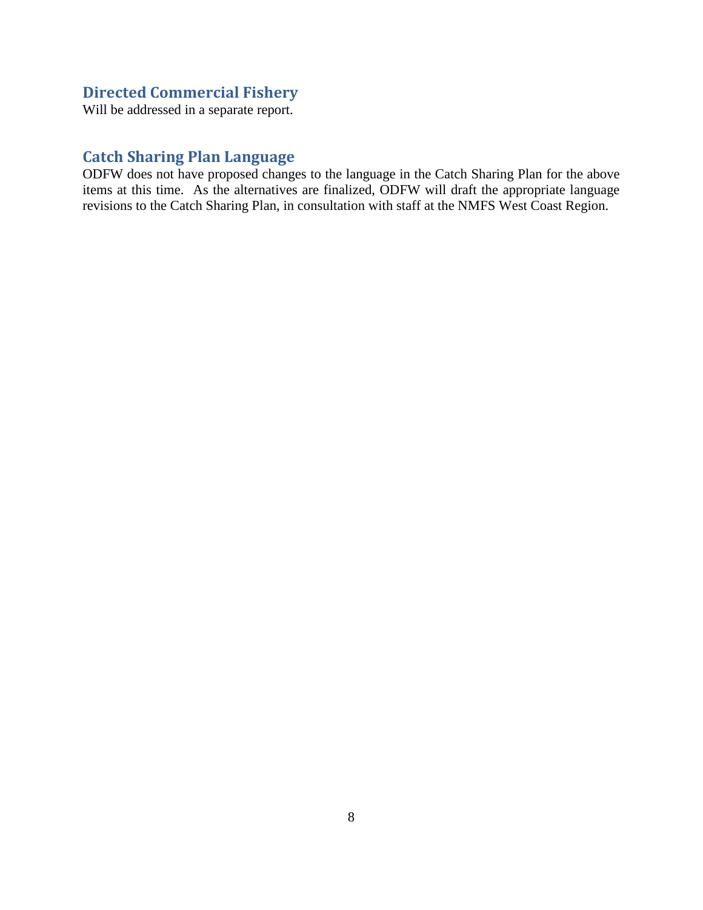## Directed Commercial Fishery

Will be addressed in a separate report.

## Catch Sharing Plan Language

ODFW does not have proposed changes to the language in the Catch Sharing Plan for the above items at this time. As the alternatives are finalized, ODFW will draft the appropriate language revisions to the Catch Sharing Plan, in consultation with staff at the NMFS West Coast Region.